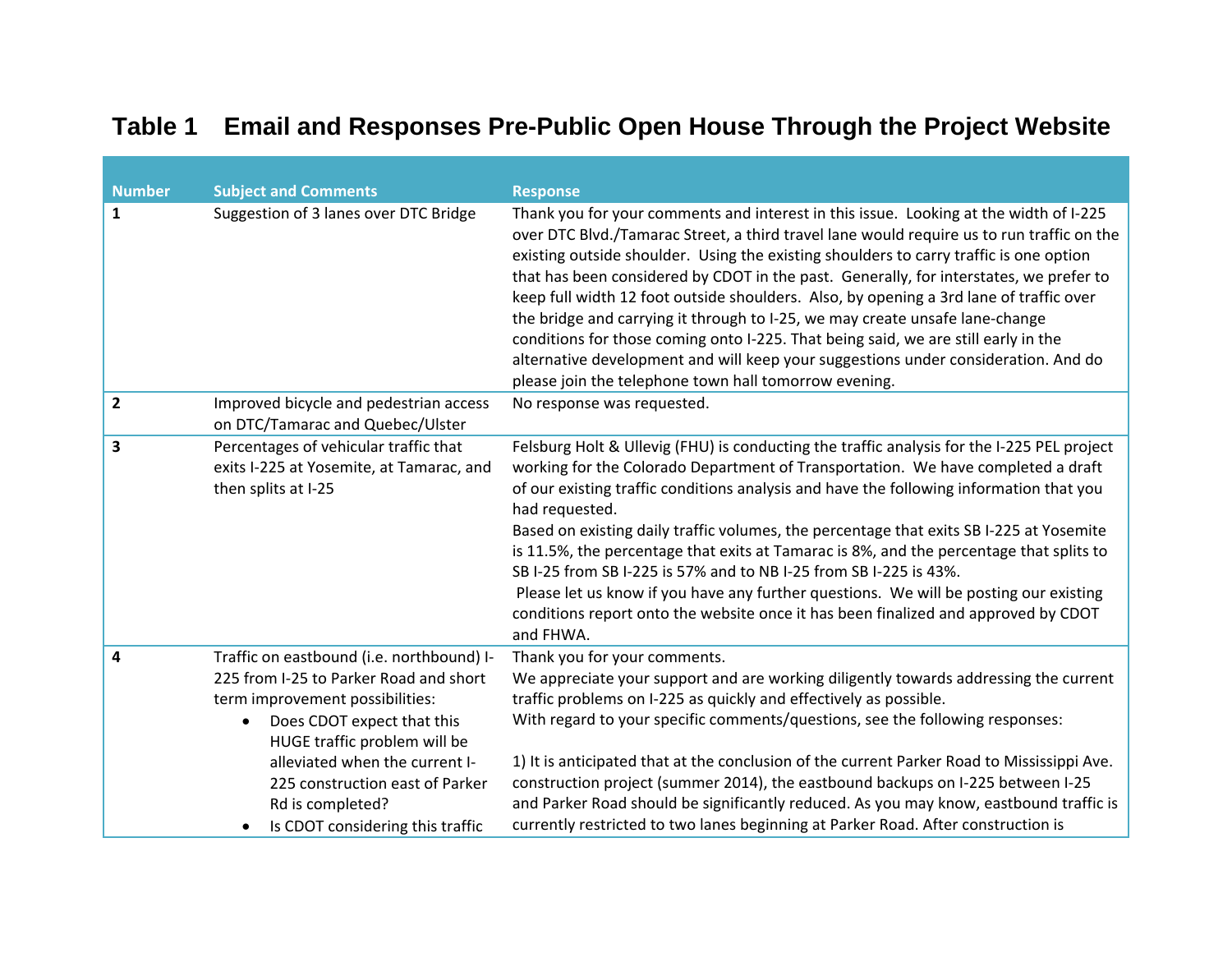# Table 1 Email and Responses Pre-Public Open House Through the Project Website

| Number | Subject and Comments | Response |
|---|---|---|
| **1** | Suggestion of 3 lanes over DTC Bridge | Thank you for your comments and interest in this issue. Looking at the width of I-225 over DTC Blvd./Tamarac Street, a third travel lane would require us to run traffic on the existing outside shoulder. Using the existing shoulders to carry traffic is one option that has been considered by CDOT in the past. Generally, for interstates, we prefer to keep full width 12 foot outside shoulders. Also, by opening a 3rd lane of traffic over the bridge and carrying it through to I-25, we may create unsafe lane-change conditions for those coming onto I-225. That being said, we are still early in the alternative development and will keep your suggestions under consideration. And do please join the telephone town hall tomorrow evening. |
| **2** | Improved bicycle and pedestrian access on DTC/Tamarac and Quebec/Ulster | No response was requested. |
| **3** | Percentages of vehicular traffic that exits I-225 at Yosemite, at Tamarac, and then splits at I-25 | Felsburg Holt & Ullevig (FHU) is conducting the traffic analysis for the I-225 PEL project working for the Colorado Department of Transportation. We have completed a draft of our existing traffic conditions analysis and have the following information that you had requested.<br>Based on existing daily traffic volumes, the percentage that exits SB I-225 at Yosemite is 11.5%, the percentage that exits at Tamarac is 8%, and the percentage that splits to SB I-25 from SB I-225 is 57% and to NB I-25 from SB I-225 is 43%.<br>Please let us know if you have any further questions. We will be posting our existing conditions report onto the website once it has been finalized and approved by CDOT and FHWA. |
| **4** | Traffic on eastbound (i.e. northbound) I-225 from I-25 to Parker Road and short term improvement possibilities:<br>• Does CDOT expect that this HUGE traffic problem will be alleviated when the current I-225 construction east of Parker Rd is completed?<br>• Is CDOT considering this traffic | Thank you for your comments.<br>We appreciate your support and are working diligently towards addressing the current traffic problems on I-225 as quickly and effectively as possible.<br>With regard to your specific comments/questions, see the following responses:<br><br>1) It is anticipated that at the conclusion of the current Parker Road to Mississippi Ave. construction project (summer 2014), the eastbound backups on I-225 between I-25 and Parker Road should be significantly reduced. As you may know, eastbound traffic is currently restricted to two lanes beginning at Parker Road. After construction is |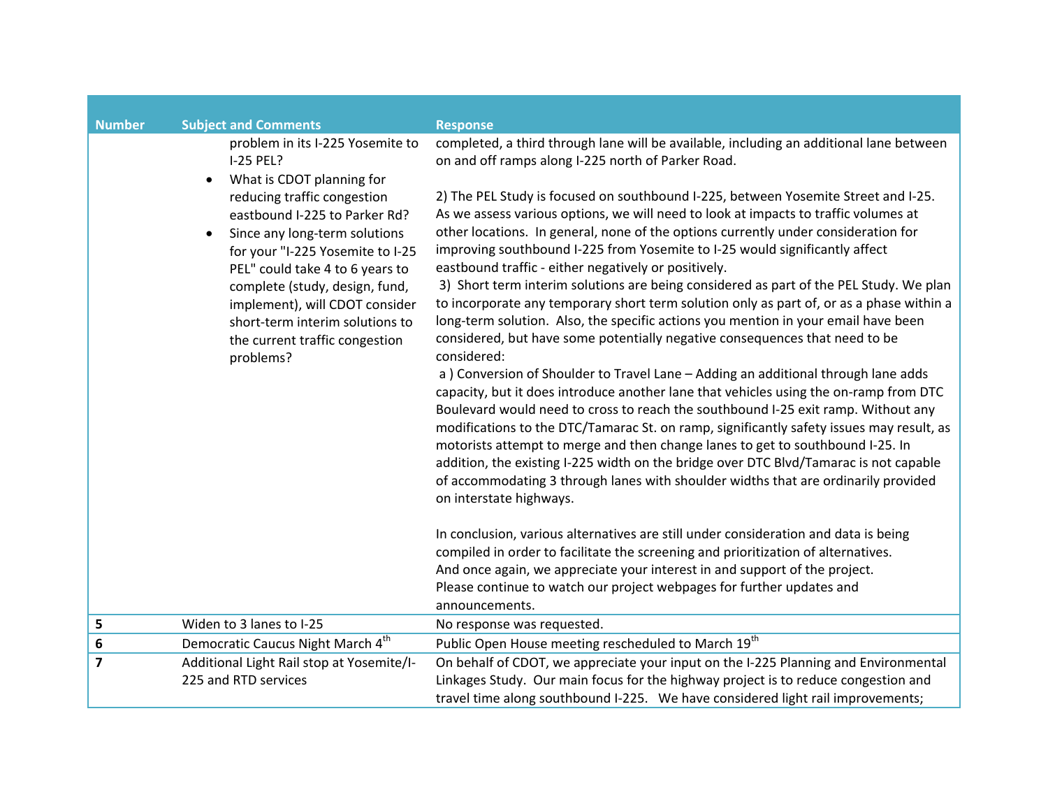| Number | Subject and Comments | Response |
|---|---|---|
| | problem in its I-225 Yosemite to I-25 PEL?<br>• What is CDOT planning for reducing traffic congestion eastbound I-225 to Parker Rd?<br>• Since any long-term solutions for your "I-225 Yosemite to I-25 PEL" could take 4 to 6 years to complete (study, design, fund, implement), will CDOT consider short-term interim solutions to the current traffic congestion problems? | completed, a third through lane will be available, including an additional lane between on and off ramps along I-225 north of Parker Road.<br><br>2) The PEL Study is focused on southbound I-225, between Yosemite Street and I-25. As we assess various options, we will need to look at impacts to traffic volumes at other locations. In general, none of the options currently under consideration for improving southbound I-225 from Yosemite to I-25 would significantly affect eastbound traffic - either negatively or positively.<br>3) Short term interim solutions are being considered as part of the PEL Study. We plan to incorporate any temporary short term solution only as part of, or as a phase within a long-term solution. Also, the specific actions you mention in your email have been considered, but have some potentially negative consequences that need to be considered:<br>a ) Conversion of Shoulder to Travel Lane – Adding an additional through lane adds capacity, but it does introduce another lane that vehicles using the on-ramp from DTC Boulevard would need to cross to reach the southbound I-25 exit ramp. Without any modifications to the DTC/Tamarac St. on ramp, significantly safety issues may result, as motorists attempt to merge and then change lanes to get to southbound I-25. In addition, the existing I-225 width on the bridge over DTC Blvd/Tamarac is not capable of accommodating 3 through lanes with shoulder widths that are ordinarily provided on interstate highways.<br><br>In conclusion, various alternatives are still under consideration and data is being compiled in order to facilitate the screening and prioritization of alternatives.<br>And once again, we appreciate your interest in and support of the project.<br>Please continue to watch our project webpages for further updates and announcements. |
| **5** | Widen to 3 lanes to I-25 | No response was requested. |
| **6** | Democratic Caucus Night March 4th | Public Open House meeting rescheduled to March 19th |
| **7** | Additional Light Rail stop at Yosemite/I-225 and RTD services | On behalf of CDOT, we appreciate your input on the I-225 Planning and Environmental Linkages Study. Our main focus for the highway project is to reduce congestion and travel time along southbound I-225. We have considered light rail improvements; |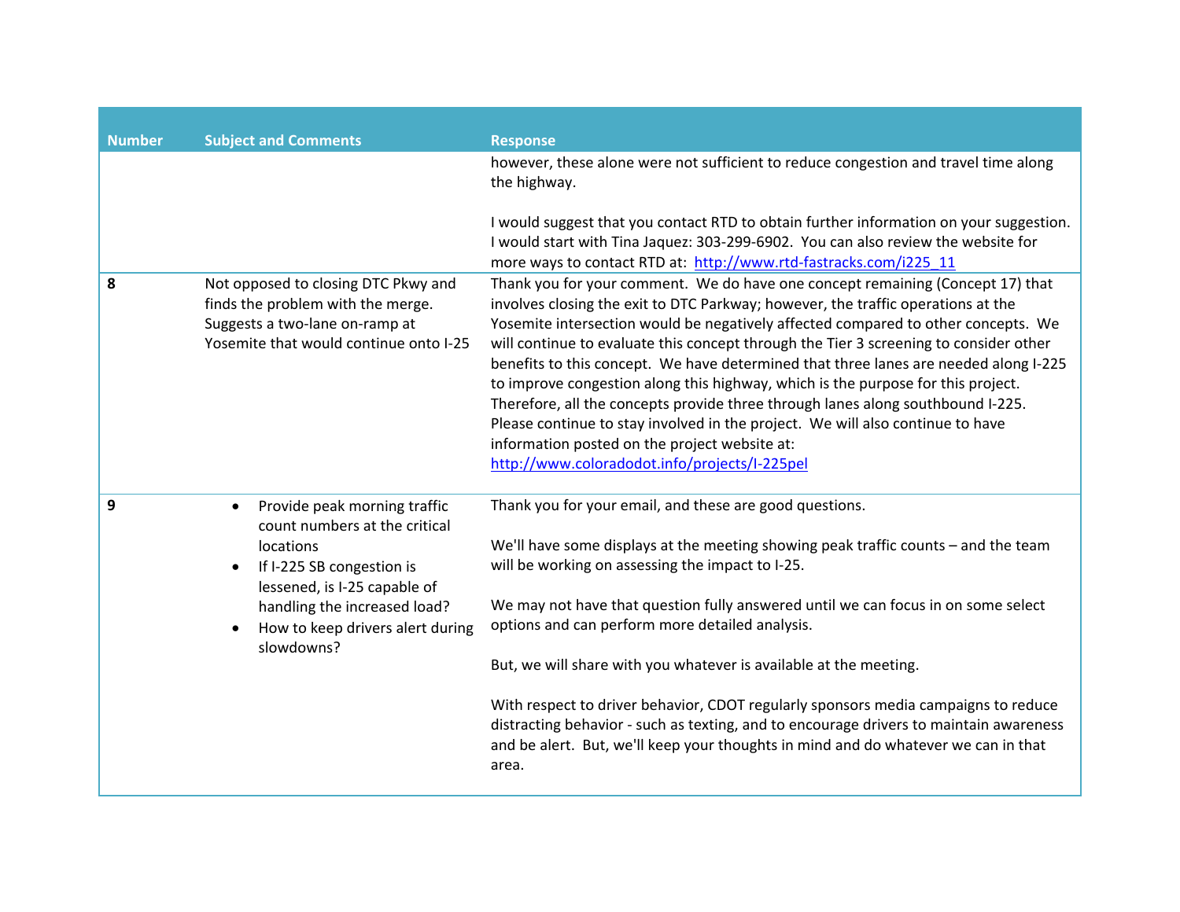| Number | Subject and Comments | Response |
|---|---|---|
| | | however, these alone were not sufficient to reduce congestion and travel time along the highway.<br><br>I would suggest that you contact RTD to obtain further information on your suggestion. I would start with Tina Jaquez: 303-299-6902. You can also review the website for more ways to contact RTD at: [http://www.rtd-fastracks.com/i225_11](http://www.rtd-fastracks.com/i225_11) |
| 8 | Not opposed to closing DTC Pkwy and finds the problem with the merge. Suggests a two-lane on-ramp at Yosemite that would continue onto I-25 | Thank you for your comment. We do have one concept remaining (Concept 17) that involves closing the exit to DTC Parkway; however, the traffic operations at the Yosemite intersection would be negatively affected compared to other concepts. We will continue to evaluate this concept through the Tier 3 screening to consider other benefits to this concept. We have determined that three lanes are needed along I-225 to improve congestion along this highway, which is the purpose for this project. Therefore, all the concepts provide three through lanes along southbound I-225. Please continue to stay involved in the project. We will also continue to have information posted on the project website at: [http://www.coloradodot.info/projects/I-225pel](http://www.coloradodot.info/projects/I-225pel) |
| 9 | • Provide peak morning traffic count numbers at the critical locations<br>• If I-225 SB congestion is lessened, is I-25 capable of handling the increased load?<br>• How to keep drivers alert during slowdowns? | Thank you for your email, and these are good questions.<br><br>We'll have some displays at the meeting showing peak traffic counts – and the team will be working on assessing the impact to I-25.<br><br>We may not have that question fully answered until we can focus in on some select options and can perform more detailed analysis.<br><br>But, we will share with you whatever is available at the meeting.<br><br>With respect to driver behavior, CDOT regularly sponsors media campaigns to reduce distracting behavior - such as texting, and to encourage drivers to maintain awareness and be alert. But, we'll keep your thoughts in mind and do whatever we can in that area. |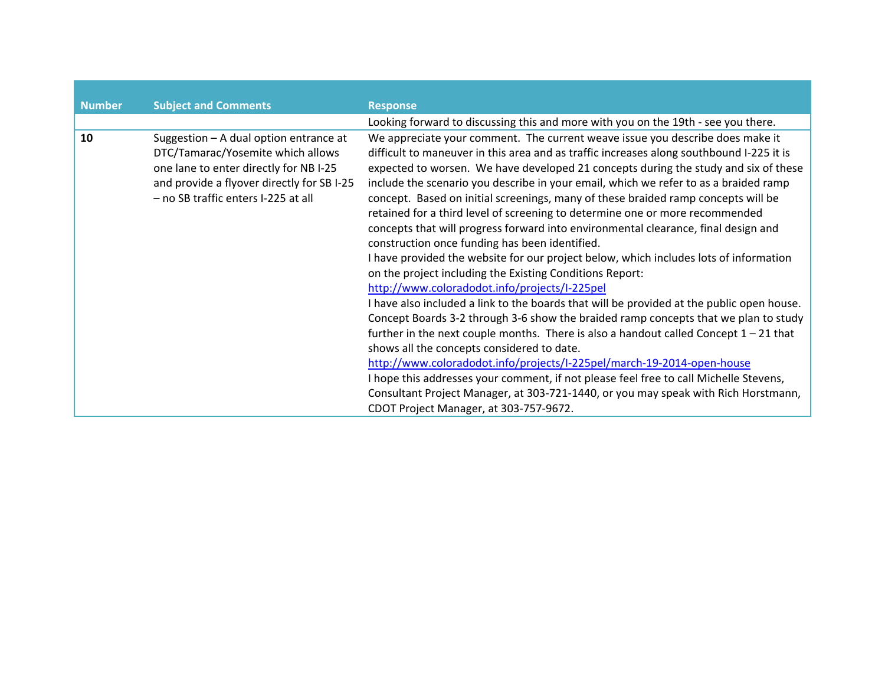| Number | Subject and Comments | Response |
|---|---|---|
| | | Looking forward to discussing this and more with you on the 19th - see you there. |
| **10** | Suggestion – A dual option entrance at DTC/Tamarac/Yosemite which allows one lane to enter directly for NB I-25 and provide a flyover directly for SB I-25 – no SB traffic enters I-225 at all | We appreciate your comment. The current weave issue you describe does make it difficult to maneuver in this area and as traffic increases along southbound I-225 it is expected to worsen. We have developed 21 concepts during the study and six of these include the scenario you describe in your email, which we refer to as a braided ramp concept. Based on initial screenings, many of these braided ramp concepts will be retained for a third level of screening to determine one or more recommended concepts that will progress forward into environmental clearance, final design and construction once funding has been identified.<br>I have provided the website for our project below, which includes lots of information on the project including the Existing Conditions Report:<br>http://www.coloradodot.info/projects/I-225pel<br>I have also included a link to the boards that will be provided at the public open house. Concept Boards 3-2 through 3-6 show the braided ramp concepts that we plan to study further in the next couple months. There is also a handout called Concept 1 – 21 that shows all the concepts considered to date.<br>http://www.coloradodot.info/projects/I-225pel/march-19-2014-open-house<br>I hope this addresses your comment, if not please feel free to call Michelle Stevens, Consultant Project Manager, at 303-721-1440, or you may speak with Rich Horstmann, CDOT Project Manager, at 303-757-9672. |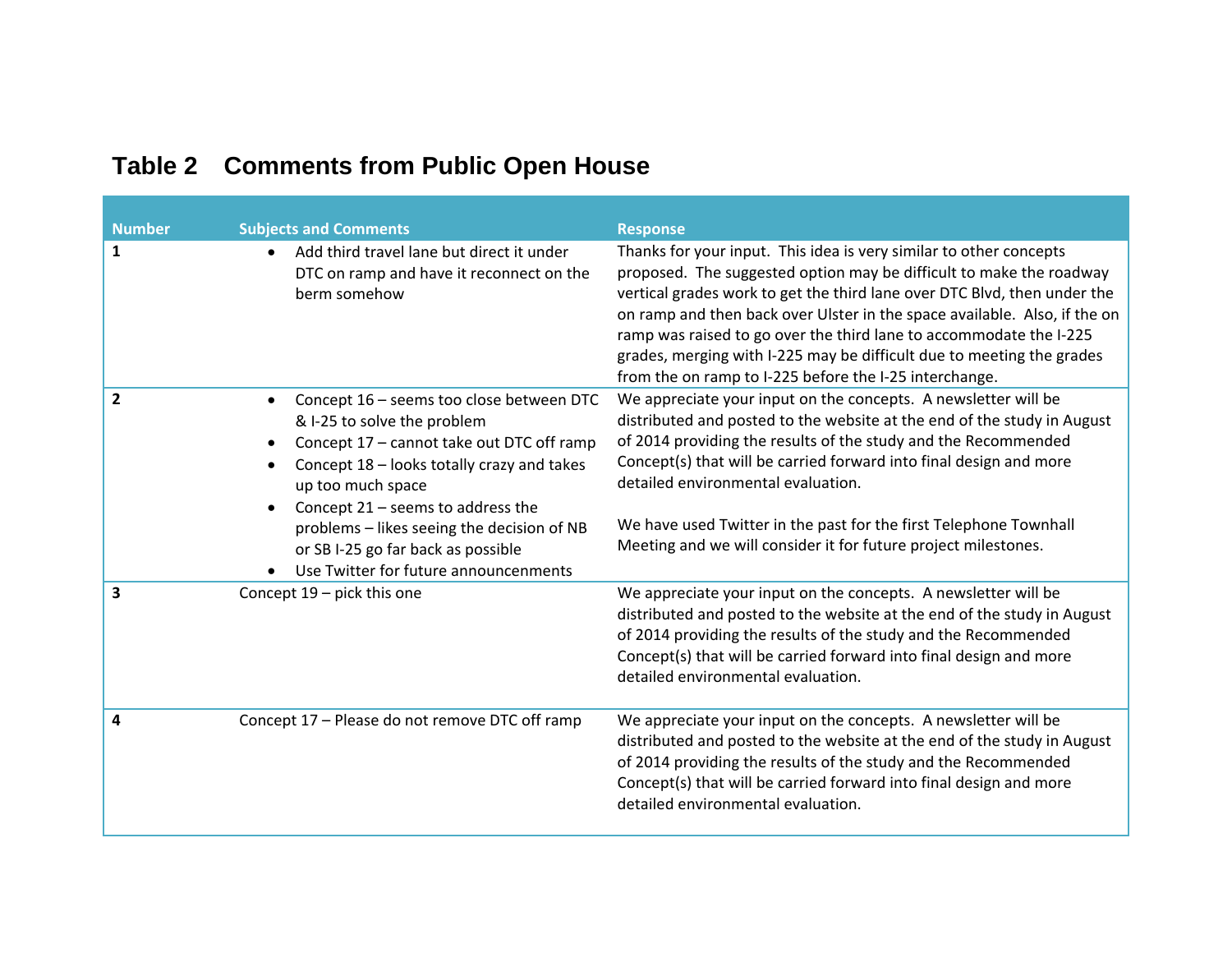## Table 2 Comments from Public Open House

| Number | Subjects and Comments | Response |
|---|---|---|
| **1** | • Add third travel lane but direct it under DTC on ramp and have it reconnect on the berm somehow | Thanks for your input. This idea is very similar to other concepts proposed. The suggested option may be difficult to make the roadway vertical grades work to get the third lane over DTC Blvd, then under the on ramp and then back over Ulster in the space available. Also, if the on ramp was raised to go over the third lane to accommodate the I-225 grades, merging with I-225 may be difficult due to meeting the grades from the on ramp to I-225 before the I-25 interchange. |
| **2** | • Concept 16 – seems too close between DTC & I-25 to solve the problem<br>• Concept 17 – cannot take out DTC off ramp<br>• Concept 18 – looks totally crazy and takes up too much space<br>• Concept 21 – seems to address the problems – likes seeing the decision of NB or SB I-25 go far back as possible<br>• Use Twitter for future announcenments | We appreciate your input on the concepts. A newsletter will be distributed and posted to the website at the end of the study in August of 2014 providing the results of the study and the Recommended Concept(s) that will be carried forward into final design and more detailed environmental evaluation.<br><br>We have used Twitter in the past for the first Telephone Townhall Meeting and we will consider it for future project milestones. |
| **3** | Concept 19 – pick this one | We appreciate your input on the concepts. A newsletter will be distributed and posted to the website at the end of the study in August of 2014 providing the results of the study and the Recommended Concept(s) that will be carried forward into final design and more detailed environmental evaluation. |
| **4** | Concept 17 – Please do not remove DTC off ramp | We appreciate your input on the concepts. A newsletter will be distributed and posted to the website at the end of the study in August of 2014 providing the results of the study and the Recommended Concept(s) that will be carried forward into final design and more detailed environmental evaluation. |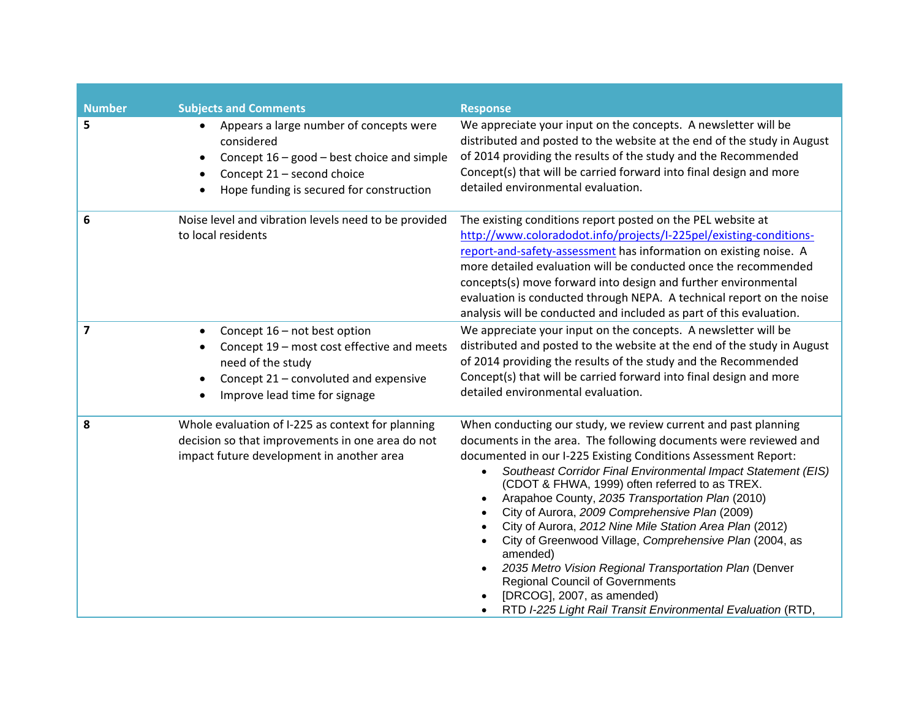| Number | Subjects and Comments | Response |
|---|---|---|
| **5** | • Appears a large number of concepts were considered<br>• Concept 16 – good – best choice and simple<br>• Concept 21 – second choice<br>• Hope funding is secured for construction | We appreciate your input on the concepts. A newsletter will be distributed and posted to the website at the end of the study in August of 2014 providing the results of the study and the Recommended Concept(s) that will be carried forward into final design and more detailed environmental evaluation. |
| **6** | Noise level and vibration levels need to be provided to local residents | The existing conditions report posted on the PEL website at [http://www.coloradodot.info/projects/I-225pel/existing-conditions-report-and-safety-assessment](http://www.coloradodot.info/projects/I-225pel/existing-conditions-report-and-safety-assessment) has information on existing noise. A more detailed evaluation will be conducted once the recommended concepts(s) move forward into design and further environmental evaluation is conducted through NEPA. A technical report on the noise analysis will be conducted and included as part of this evaluation. |
| **7** | • Concept 16 – not best option<br>• Concept 19 – most cost effective and meets need of the study<br>• Concept 21 – convoluted and expensive<br>• Improve lead time for signage | We appreciate your input on the concepts. A newsletter will be distributed and posted to the website at the end of the study in August of 2014 providing the results of the study and the Recommended Concept(s) that will be carried forward into final design and more detailed environmental evaluation. |
| **8** | Whole evaluation of I-225 as context for planning decision so that improvements in one area do not impact future development in another area | When conducting our study, we review current and past planning documents in the area. The following documents were reviewed and documented in our I-225 Existing Conditions Assessment Report:<br>• *Southeast Corridor Final Environmental Impact Statement (EIS)* (CDOT & FHWA, 1999) often referred to as TREX.<br>• Arapahoe County, *2035 Transportation Plan* (2010)<br>• City of Aurora, *2009 Comprehensive Plan* (2009)<br>• City of Aurora, *2012 Nine Mile Station Area Plan* (2012)<br>• City of Greenwood Village, *Comprehensive Plan* (2004, as amended)<br>• *2035 Metro Vision Regional Transportation Plan* (Denver Regional Council of Governments<br>• [DRCOG], 2007, as amended)<br>• RTD *I-225 Light Rail Transit Environmental Evaluation* (RTD, |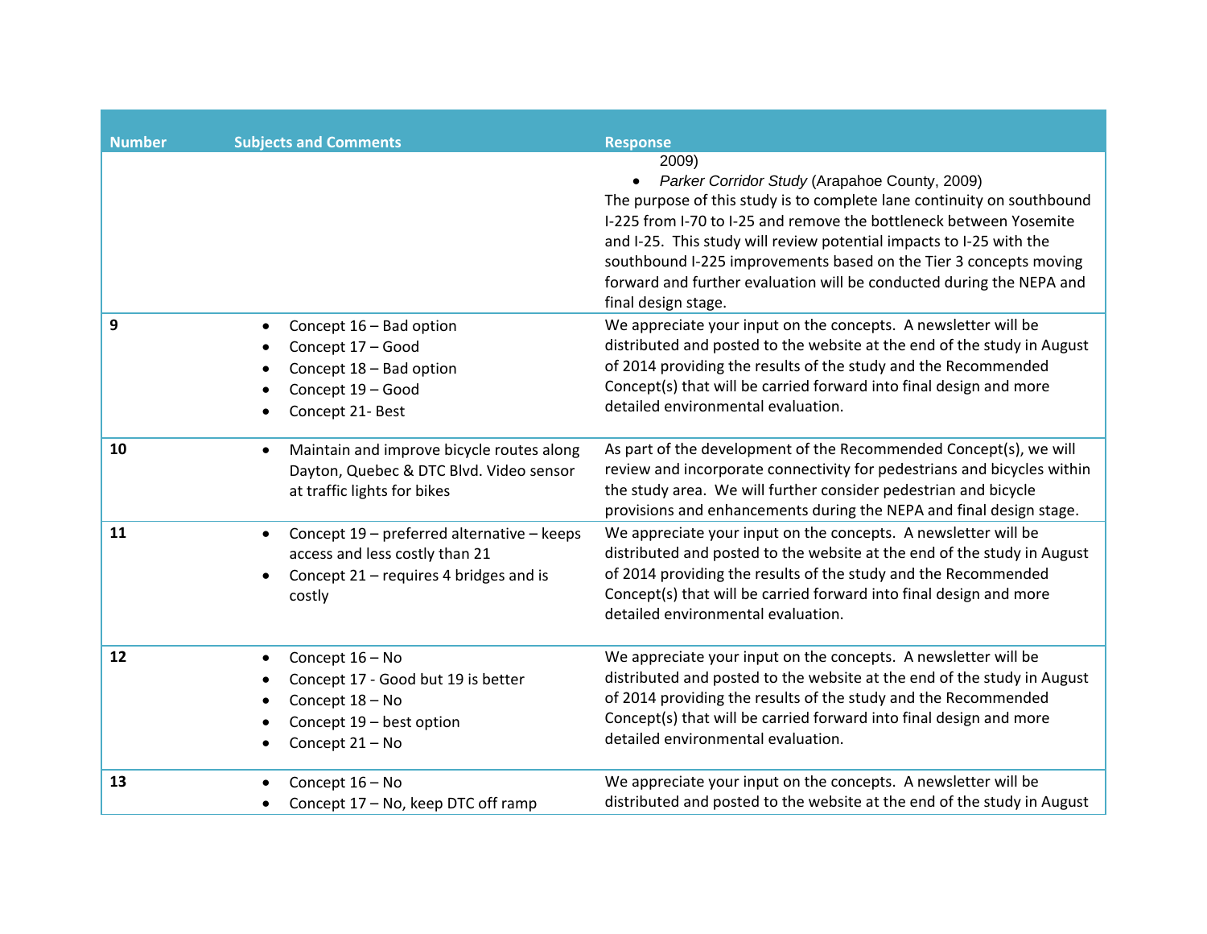| Number | Subjects and Comments | Response |
|---|---|---|
| | | 2009)<br>• *Parker Corridor Study* (Arapahoe County, 2009)<br>The purpose of this study is to complete lane continuity on southbound I-225 from I-70 to I-25 and remove the bottleneck between Yosemite and I-25. This study will review potential impacts to I-25 with the southbound I-225 improvements based on the Tier 3 concepts moving forward and further evaluation will be conducted during the NEPA and final design stage. |
| 9 | • Concept 16 – Bad option<br>• Concept 17 – Good<br>• Concept 18 – Bad option<br>• Concept 19 – Good<br>• Concept 21- Best | We appreciate your input on the concepts. A newsletter will be distributed and posted to the website at the end of the study in August of 2014 providing the results of the study and the Recommended Concept(s) that will be carried forward into final design and more detailed environmental evaluation. |
| 10 | • Maintain and improve bicycle routes along Dayton, Quebec & DTC Blvd. Video sensor at traffic lights for bikes | As part of the development of the Recommended Concept(s), we will review and incorporate connectivity for pedestrians and bicycles within the study area. We will further consider pedestrian and bicycle provisions and enhancements during the NEPA and final design stage. |
| 11 | • Concept 19 – preferred alternative – keeps access and less costly than 21<br>• Concept 21 – requires 4 bridges and is costly | We appreciate your input on the concepts. A newsletter will be distributed and posted to the website at the end of the study in August of 2014 providing the results of the study and the Recommended Concept(s) that will be carried forward into final design and more detailed environmental evaluation. |
| 12 | • Concept 16 – No<br>• Concept 17 - Good but 19 is better<br>• Concept 18 – No<br>• Concept 19 – best option<br>• Concept 21 – No | We appreciate your input on the concepts. A newsletter will be distributed and posted to the website at the end of the study in August of 2014 providing the results of the study and the Recommended Concept(s) that will be carried forward into final design and more detailed environmental evaluation. |
| 13 | • Concept 16 – No<br>• Concept 17 – No, keep DTC off ramp | We appreciate your input on the concepts. A newsletter will be distributed and posted to the website at the end of the study in August |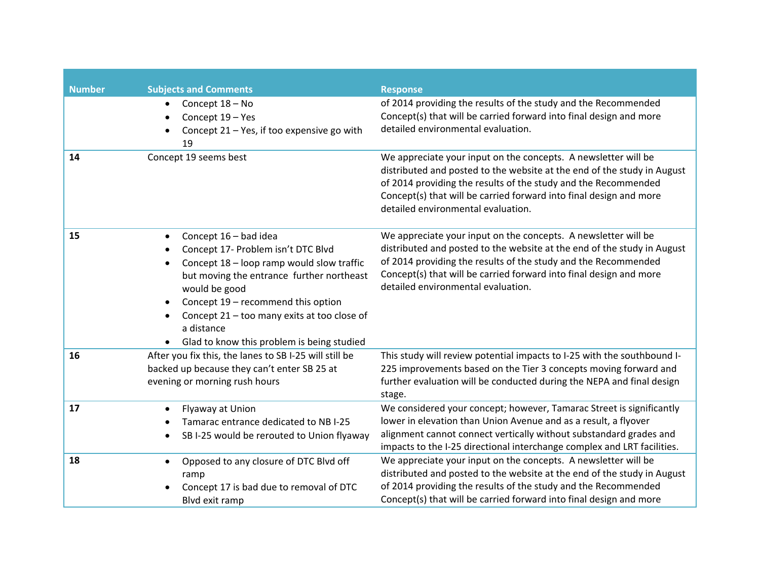| Number | Subjects and Comments | Response |
|---|---|---|
| | • Concept 18 – No<br>• Concept 19 – Yes<br>• Concept 21 – Yes, if too expensive go with 19 | of 2014 providing the results of the study and the Recommended Concept(s) that will be carried forward into final design and more detailed environmental evaluation. |
| **14** | Concept 19 seems best | We appreciate your input on the concepts. A newsletter will be distributed and posted to the website at the end of the study in August of 2014 providing the results of the study and the Recommended Concept(s) that will be carried forward into final design and more detailed environmental evaluation. |
| **15** | • Concept 16 – bad idea<br>• Concept 17- Problem isn't DTC Blvd<br>• Concept 18 – loop ramp would slow traffic but moving the entrance further northeast would be good<br>• Concept 19 – recommend this option<br>• Concept 21 – too many exits at too close of a distance<br>• Glad to know this problem is being studied | We appreciate your input on the concepts. A newsletter will be distributed and posted to the website at the end of the study in August of 2014 providing the results of the study and the Recommended Concept(s) that will be carried forward into final design and more detailed environmental evaluation. |
| **16** | After you fix this, the lanes to SB I-25 will still be backed up because they can't enter SB 25 at evening or morning rush hours | This study will review potential impacts to I-25 with the southbound I-225 improvements based on the Tier 3 concepts moving forward and further evaluation will be conducted during the NEPA and final design stage. |
| **17** | • Flyaway at Union<br>• Tamarac entrance dedicated to NB I-25<br>• SB I-25 would be rerouted to Union flyaway | We considered your concept; however, Tamarac Street is significantly lower in elevation than Union Avenue and as a result, a flyover alignment cannot connect vertically without substandard grades and impacts to the I-25 directional interchange complex and LRT facilities. |
| **18** | • Opposed to any closure of DTC Blvd off ramp<br>• Concept 17 is bad due to removal of DTC Blvd exit ramp | We appreciate your input on the concepts. A newsletter will be distributed and posted to the website at the end of the study in August of 2014 providing the results of the study and the Recommended Concept(s) that will be carried forward into final design and more |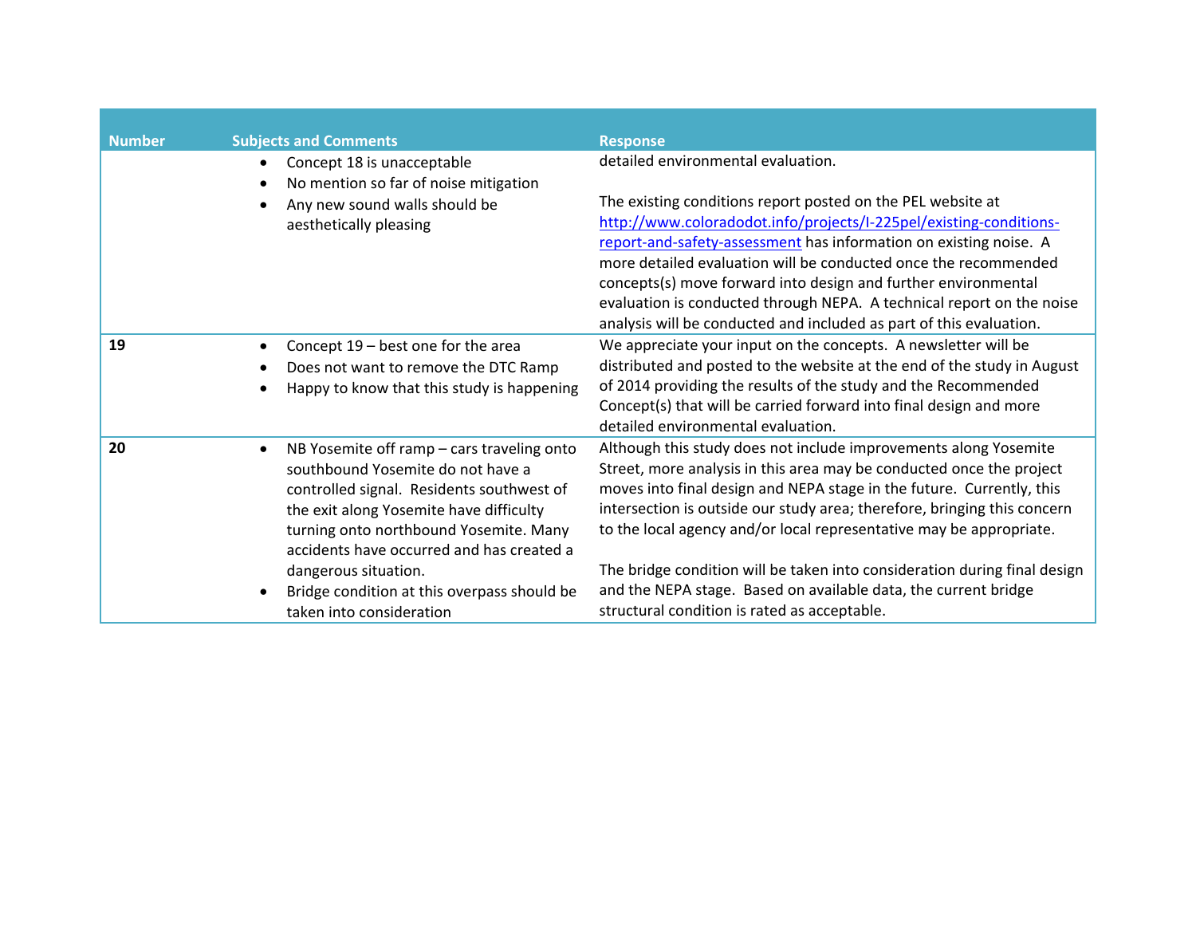| Number | Subjects and Comments | Response |
|---|---|---|
| | • Concept 18 is unacceptable<br>• No mention so far of noise mitigation<br>• Any new sound walls should be aesthetically pleasing | detailed environmental evaluation.<br><br>The existing conditions report posted on the PEL website at http://www.coloradodot.info/projects/I-225pel/existing-conditions-report-and-safety-assessment has information on existing noise. A more detailed evaluation will be conducted once the recommended concepts(s) move forward into design and further environmental evaluation is conducted through NEPA. A technical report on the noise analysis will be conducted and included as part of this evaluation. |
| **19** | • Concept 19 – best one for the area<br>• Does not want to remove the DTC Ramp<br>• Happy to know that this study is happening | We appreciate your input on the concepts. A newsletter will be distributed and posted to the website at the end of the study in August of 2014 providing the results of the study and the Recommended Concept(s) that will be carried forward into final design and more detailed environmental evaluation. |
| **20** | • NB Yosemite off ramp – cars traveling onto southbound Yosemite do not have a controlled signal. Residents southwest of the exit along Yosemite have difficulty turning onto northbound Yosemite. Many accidents have occurred and has created a dangerous situation.<br>• Bridge condition at this overpass should be taken into consideration | Although this study does not include improvements along Yosemite Street, more analysis in this area may be conducted once the project moves into final design and NEPA stage in the future. Currently, this intersection is outside our study area; therefore, bringing this concern to the local agency and/or local representative may be appropriate.<br><br>The bridge condition will be taken into consideration during final design and the NEPA stage. Based on available data, the current bridge structural condition is rated as acceptable. |